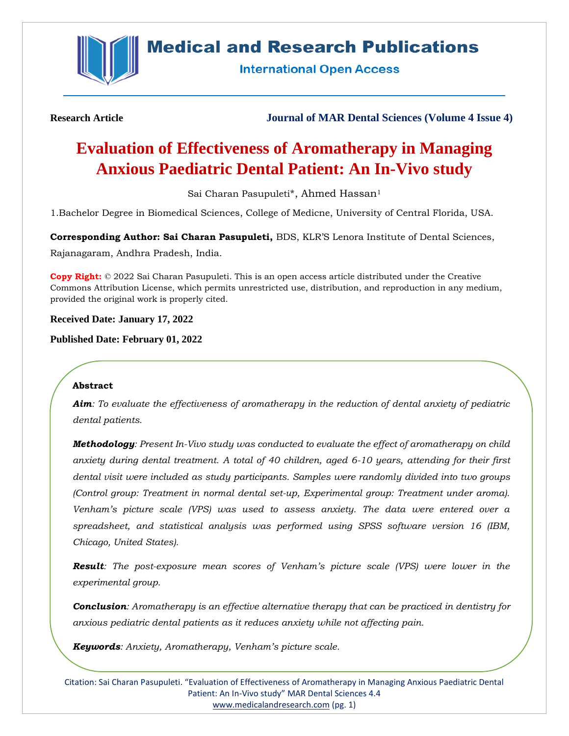**Research Article**

**Journal of MAR Dental Sciences (Volume 4 Issue 4)**

# Evaluation of Effectiveness of Aromatherapy in Managing Anxious Paediatric Dental Patient: An In-Vivo study

Sai Charan Pasupuleti*, Ahmed Hassan[1]

1.Bachelor Degree in Biomedical Sciences, College of Medicne, University of Central Florida, USA.

**Corresponding Author: Sai Charan Pasupuleti,** BDS, KLR'S Lenora Institute of Dental Sciences, Rajanagaram, Andhra Pradesh, India.

**Copy Right:** © 2022 Sai Charan Pasupuleti. This is an open access article distributed under the Creative Commons Attribution License, which permits unrestricted use, distribution, and reproduction in any medium, provided the original work is properly cited.

**Received Date: January 17, 2022**

**Published Date: February 01, 2022**

## Abstract

***Aim****: To evaluate the effectiveness of aromatherapy in the reduction of dental anxiety of pediatric dental patients.*

***Methodology****: Present In-Vivo study was conducted to evaluate the effect of aromatherapy on child anxiety during dental treatment. A total of 40 children, aged 6-10 years, attending for their first dental visit were included as study participants. Samples were randomly divided into two groups (Control group: Treatment in normal dental set-up, Experimental group: Treatment under aroma). Venham's picture scale (VPS) was used to assess anxiety. The data were entered over a spreadsheet, and statistical analysis was performed using SPSS software version 16 (IBM, Chicago, United States).*

***Result****: The post-exposure mean scores of Venham's picture scale (VPS) were lower in the experimental group.*

***Conclusion****: Aromatherapy is an effective alternative therapy that can be practiced in dentistry for anxious pediatric dental patients as it reduces anxiety while not affecting pain.*

***Keywords****: Anxiety, Aromatherapy, Venham's picture scale.*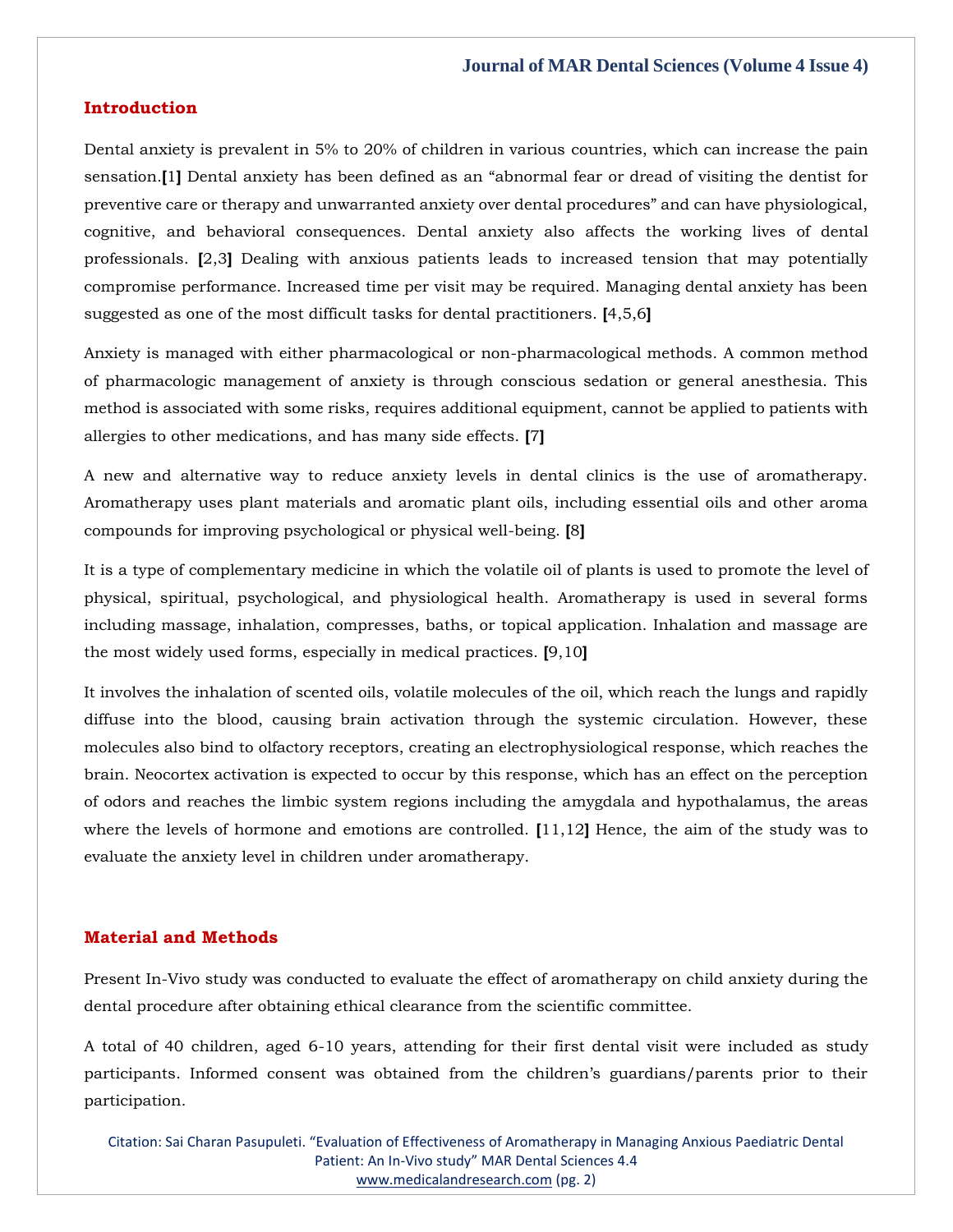## Introduction

Dental anxiety is prevalent in 5% to 20% of children in various countries, which can increase the pain sensation.[1] Dental anxiety has been defined as an "abnormal fear or dread of visiting the dentist for preventive care or therapy and unwarranted anxiety over dental procedures" and can have physiological, cognitive, and behavioral consequences. Dental anxiety also affects the working lives of dental professionals. [2,3] Dealing with anxious patients leads to increased tension that may potentially compromise performance. Increased time per visit may be required. Managing dental anxiety has been suggested as one of the most difficult tasks for dental practitioners. [4,5,6]

Anxiety is managed with either pharmacological or non-pharmacological methods. A common method of pharmacologic management of anxiety is through conscious sedation or general anesthesia. This method is associated with some risks, requires additional equipment, cannot be applied to patients with allergies to other medications, and has many side effects. [7]

A new and alternative way to reduce anxiety levels in dental clinics is the use of aromatherapy. Aromatherapy uses plant materials and aromatic plant oils, including essential oils and other aroma compounds for improving psychological or physical well-being. [8]

It is a type of complementary medicine in which the volatile oil of plants is used to promote the level of physical, spiritual, psychological, and physiological health. Aromatherapy is used in several forms including massage, inhalation, compresses, baths, or topical application. Inhalation and massage are the most widely used forms, especially in medical practices. [9,10]

It involves the inhalation of scented oils, volatile molecules of the oil, which reach the lungs and rapidly diffuse into the blood, causing brain activation through the systemic circulation. However, these molecules also bind to olfactory receptors, creating an electrophysiological response, which reaches the brain. Neocortex activation is expected to occur by this response, which has an effect on the perception of odors and reaches the limbic system regions including the amygdala and hypothalamus, the areas where the levels of hormone and emotions are controlled. [11,12] Hence, the aim of the study was to evaluate the anxiety level in children under aromatherapy.

## Material and Methods

Present In-Vivo study was conducted to evaluate the effect of aromatherapy on child anxiety during the dental procedure after obtaining ethical clearance from the scientific committee.

A total of 40 children, aged 6-10 years, attending for their first dental visit were included as study participants. Informed consent was obtained from the children's guardians/parents prior to their participation.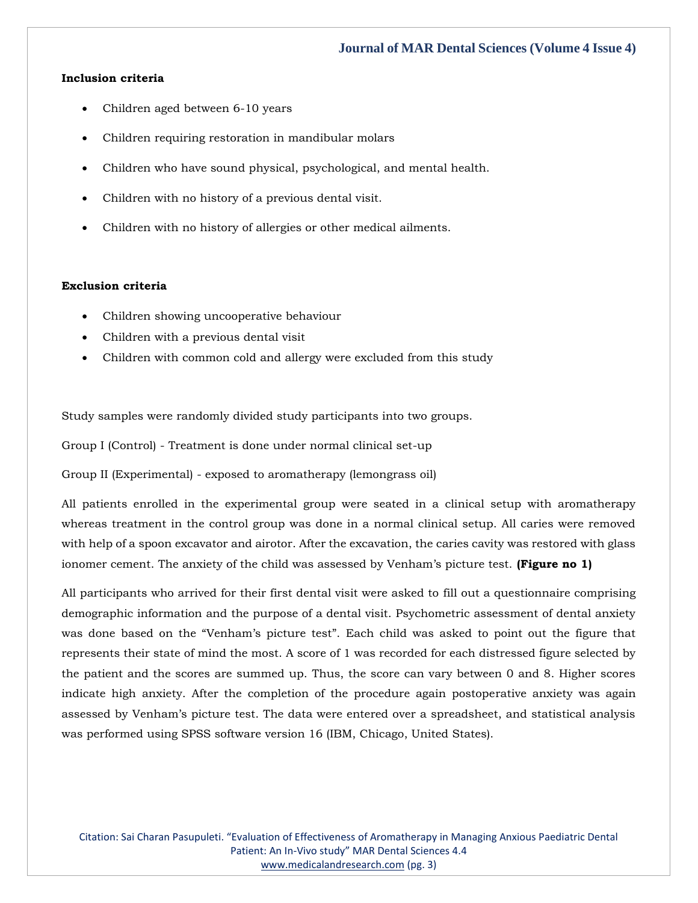**Inclusion criteria**

- Children aged between 6-10 years
- Children requiring restoration in mandibular molars
- Children who have sound physical, psychological, and mental health.
- Children with no history of a previous dental visit.
- Children with no history of allergies or other medical ailments.

**Exclusion criteria**

- Children showing uncooperative behaviour
- Children with a previous dental visit
- Children with common cold and allergy were excluded from this study

Study samples were randomly divided study participants into two groups.

Group I (Control) - Treatment is done under normal clinical set-up

Group II (Experimental) - exposed to aromatherapy (lemongrass oil)

All patients enrolled in the experimental group were seated in a clinical setup with aromatherapy whereas treatment in the control group was done in a normal clinical setup. All caries were removed with help of a spoon excavator and airotor. After the excavation, the caries cavity was restored with glass ionomer cement. The anxiety of the child was assessed by Venham's picture test. **(Figure no 1)**

All participants who arrived for their first dental visit were asked to fill out a questionnaire comprising demographic information and the purpose of a dental visit. Psychometric assessment of dental anxiety was done based on the "Venham's picture test". Each child was asked to point out the figure that represents their state of mind the most. A score of 1 was recorded for each distressed figure selected by the patient and the scores are summed up. Thus, the score can vary between 0 and 8. Higher scores indicate high anxiety. After the completion of the procedure again postoperative anxiety was again assessed by Venham's picture test. The data were entered over a spreadsheet, and statistical analysis was performed using SPSS software version 16 (IBM, Chicago, United States).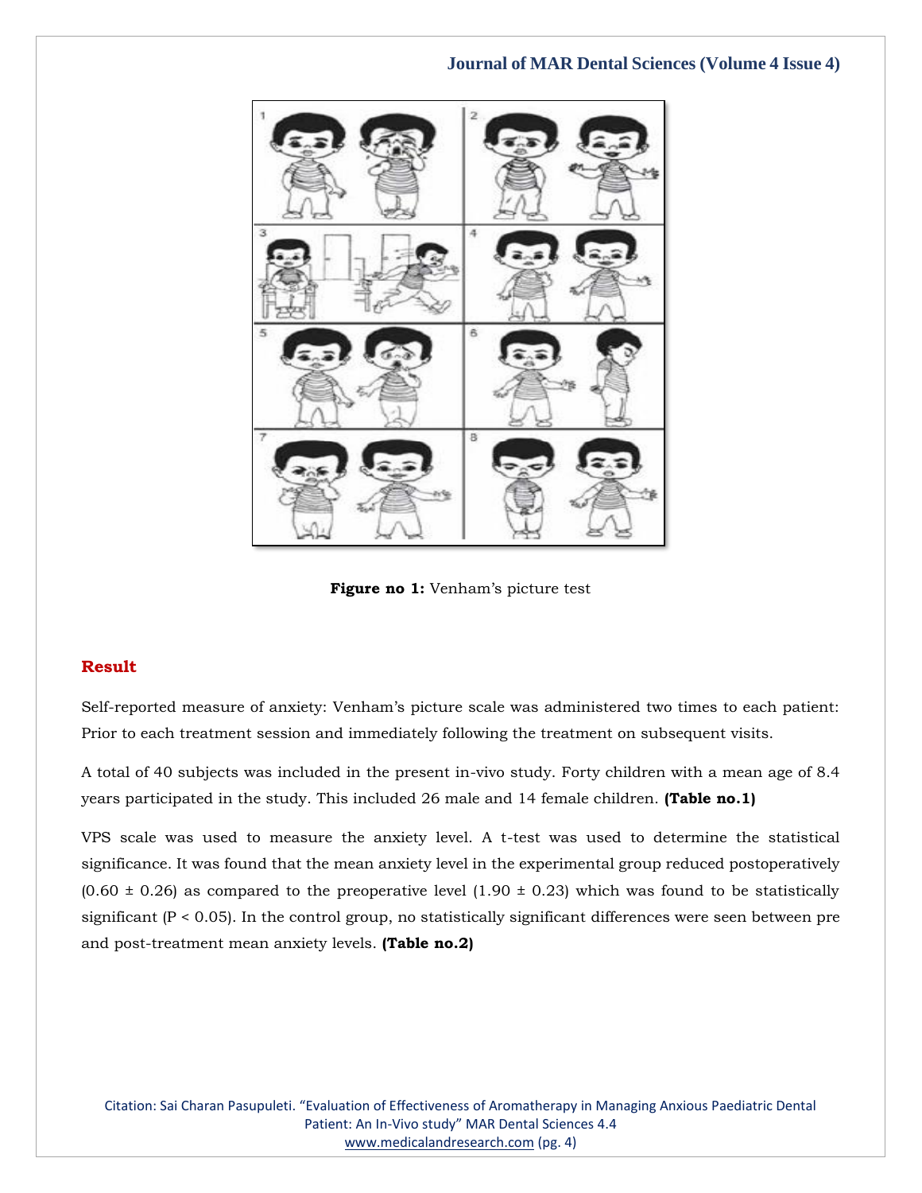**Figure no 1:** Venham's picture test

## Result

Self-reported measure of anxiety: Venham's picture scale was administered two times to each patient: Prior to each treatment session and immediately following the treatment on subsequent visits.

A total of 40 subjects was included in the present in-vivo study. Forty children with a mean age of 8.4 years participated in the study. This included 26 male and 14 female children. **(Table no.1)**

VPS scale was used to measure the anxiety level. A t-test was used to determine the statistical significance. It was found that the mean anxiety level in the experimental group reduced postoperatively ($0.60 \pm 0.26$) as compared to the preoperative level ($1.90 \pm 0.23$) which was found to be statistically significant ($P < 0.05$). In the control group, no statistically significant differences were seen between pre and post-treatment mean anxiety levels. **(Table no.2)**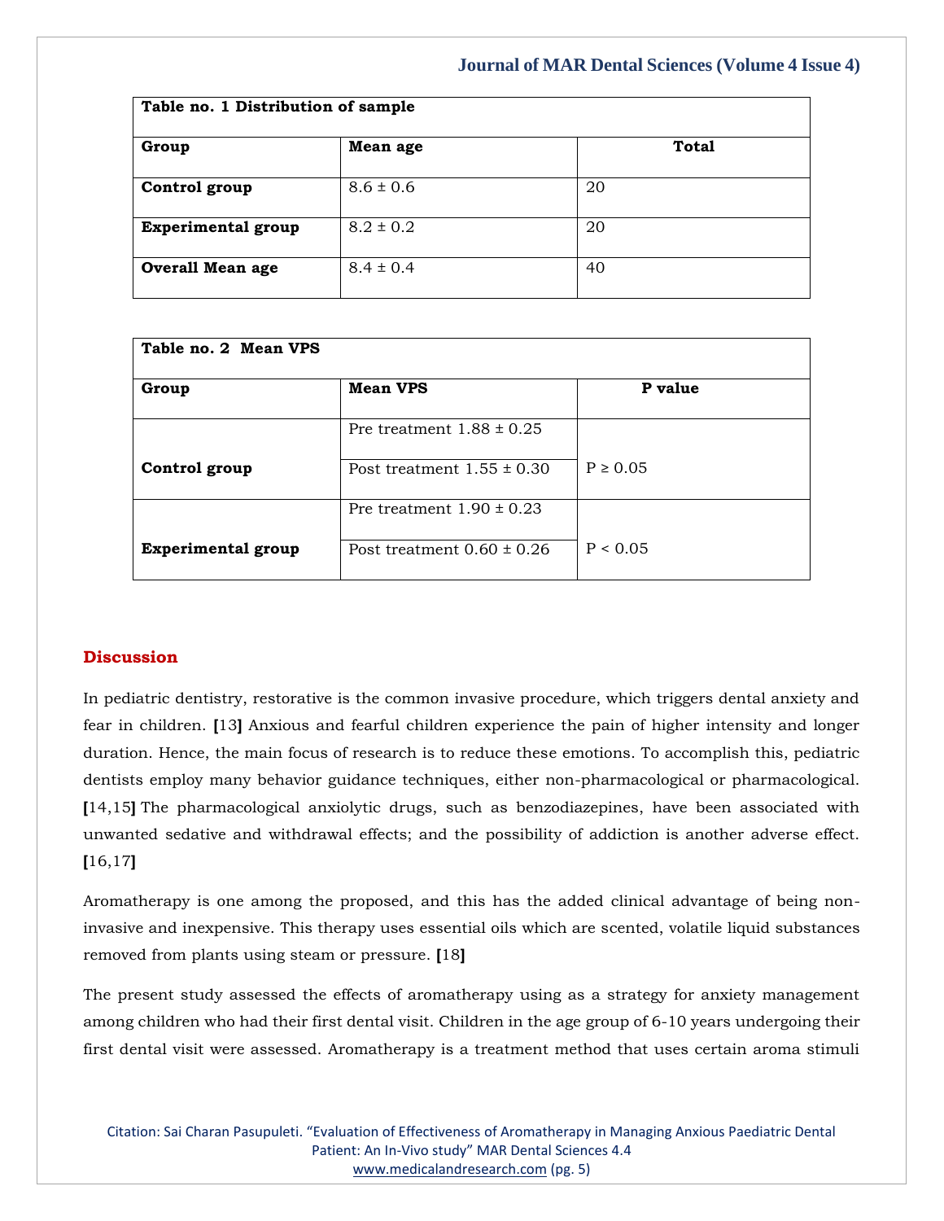**Table no. 1 Distribution of sample**

| Group | Mean age | Total |
|---|---|---|
| **Control group** | 8.6 ± 0.6 | 20 |
| **Experimental group** | 8.2 ± 0.2 | 20 |
| **Overall Mean age** | 8.4 ± 0.4 | 40 |

**Table no. 2 Mean VPS**

| Group | Mean VPS | P value |
|---|---|---|
| **Control group** | Pre treatment 1.88 ± 0.25 | P ≥ 0.05 |
| | Post treatment 1.55 ± 0.30 | |
| **Experimental group** | Pre treatment 1.90 ± 0.23 | P < 0.05 |
| | Post treatment 0.60 ± 0.26 | |

## Discussion

In pediatric dentistry, restorative is the common invasive procedure, which triggers dental anxiety and fear in children. [13] Anxious and fearful children experience the pain of higher intensity and longer duration. Hence, the main focus of research is to reduce these emotions. To accomplish this, pediatric dentists employ many behavior guidance techniques, either non-pharmacological or pharmacological. [14,15] The pharmacological anxiolytic drugs, such as benzodiazepines, have been associated with unwanted sedative and withdrawal effects; and the possibility of addiction is another adverse effect. [16,17]

Aromatherapy is one among the proposed, and this has the added clinical advantage of being non-invasive and inexpensive. This therapy uses essential oils which are scented, volatile liquid substances removed from plants using steam or pressure. [18]

The present study assessed the effects of aromatherapy using as a strategy for anxiety management among children who had their first dental visit. Children in the age group of 6-10 years undergoing their first dental visit were assessed. Aromatherapy is a treatment method that uses certain aroma stimuli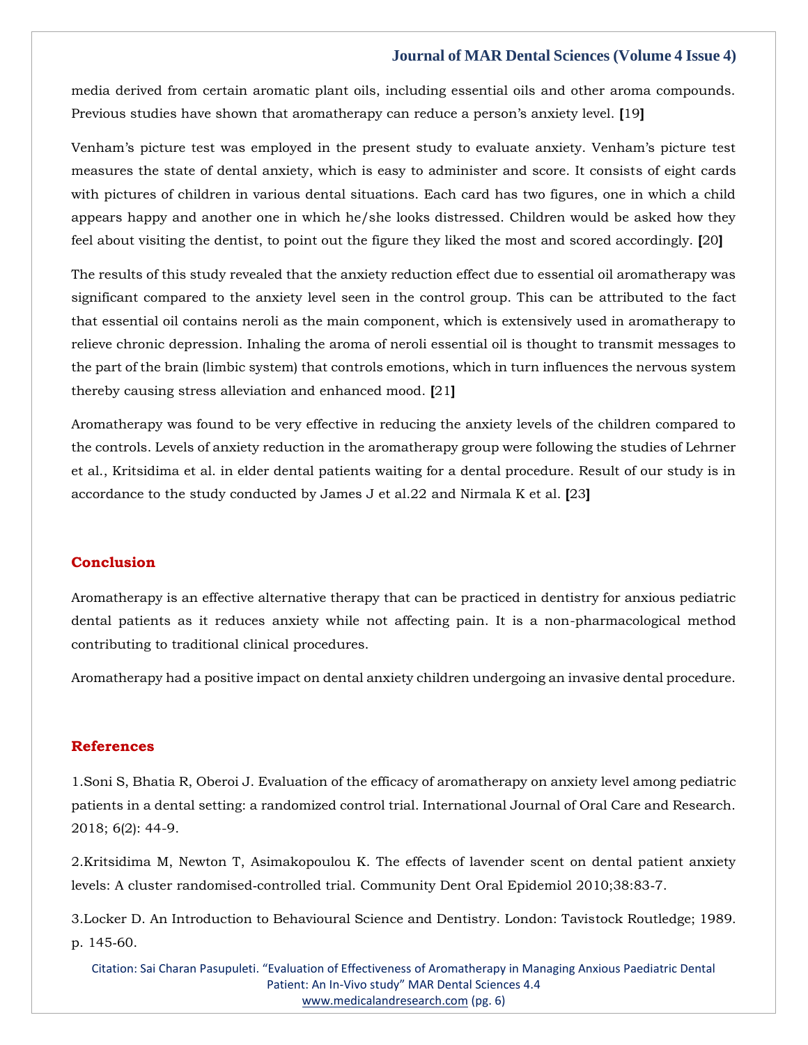media derived from certain aromatic plant oils, including essential oils and other aroma compounds. Previous studies have shown that aromatherapy can reduce a person's anxiety level. [19]

Venham's picture test was employed in the present study to evaluate anxiety. Venham's picture test measures the state of dental anxiety, which is easy to administer and score. It consists of eight cards with pictures of children in various dental situations. Each card has two figures, one in which a child appears happy and another one in which he/she looks distressed. Children would be asked how they feel about visiting the dentist, to point out the figure they liked the most and scored accordingly. [20]

The results of this study revealed that the anxiety reduction effect due to essential oil aromatherapy was significant compared to the anxiety level seen in the control group. This can be attributed to the fact that essential oil contains neroli as the main component, which is extensively used in aromatherapy to relieve chronic depression. Inhaling the aroma of neroli essential oil is thought to transmit messages to the part of the brain (limbic system) that controls emotions, which in turn influences the nervous system thereby causing stress alleviation and enhanced mood. [21]

Aromatherapy was found to be very effective in reducing the anxiety levels of the children compared to the controls. Levels of anxiety reduction in the aromatherapy group were following the studies of Lehrner et al., Kritsidima et al. in elder dental patients waiting for a dental procedure. Result of our study is in accordance to the study conducted by James J et al.22 and Nirmala K et al. [23]

## Conclusion

Aromatherapy is an effective alternative therapy that can be practiced in dentistry for anxious pediatric dental patients as it reduces anxiety while not affecting pain. It is a non-pharmacological method contributing to traditional clinical procedures.

Aromatherapy had a positive impact on dental anxiety children undergoing an invasive dental procedure.

## References

1.Soni S, Bhatia R, Oberoi J. Evaluation of the efficacy of aromatherapy on anxiety level among pediatric patients in a dental setting: a randomized control trial. International Journal of Oral Care and Research. 2018; 6(2): 44-9.

2.Kritsidima M, Newton T, Asimakopoulou K. The effects of lavender scent on dental patient anxiety levels: A cluster randomised-controlled trial. Community Dent Oral Epidemiol 2010;38:83-7.

3.Locker D. An Introduction to Behavioural Science and Dentistry. London: Tavistock Routledge; 1989. p. 145-60.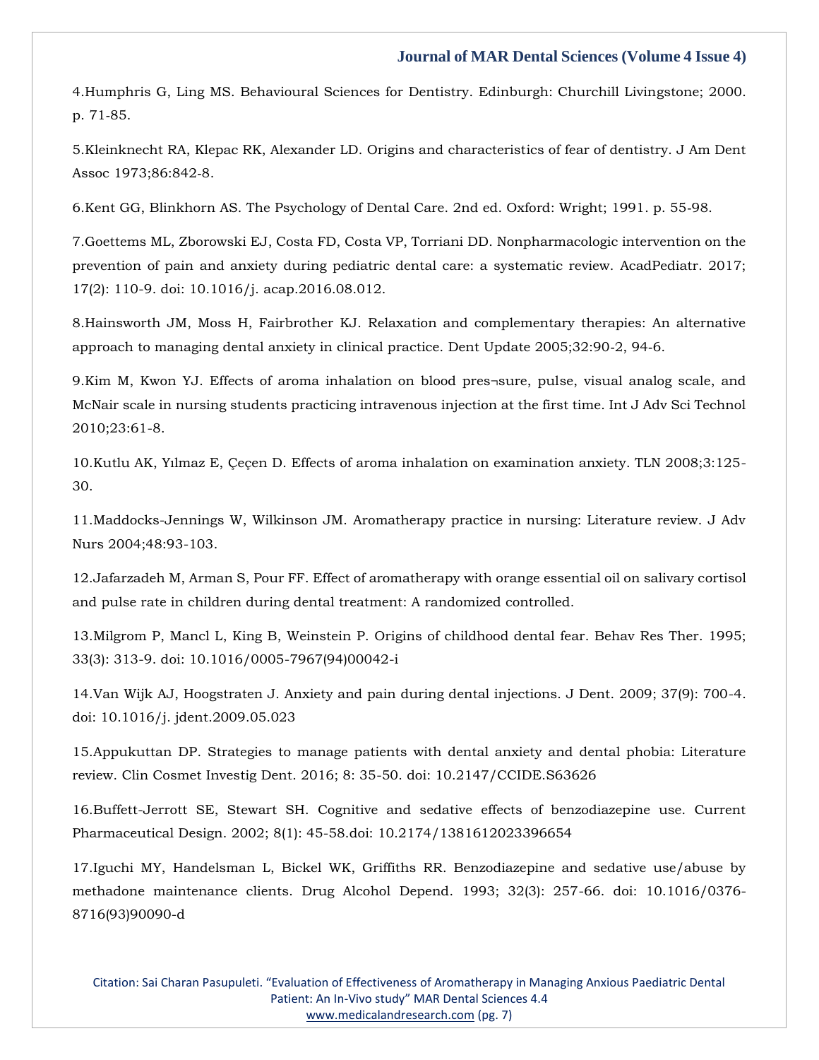4.Humphris G, Ling MS. Behavioural Sciences for Dentistry. Edinburgh: Churchill Livingstone; 2000. p. 71-85.

5.Kleinknecht RA, Klepac RK, Alexander LD. Origins and characteristics of fear of dentistry. J Am Dent Assoc 1973;86:842-8.

6.Kent GG, Blinkhorn AS. The Psychology of Dental Care. 2nd ed. Oxford: Wright; 1991. p. 55-98.

7.Goettems ML, Zborowski EJ, Costa FD, Costa VP, Torriani DD. Nonpharmacologic intervention on the prevention of pain and anxiety during pediatric dental care: a systematic review. AcadPediatr. 2017; 17(2): 110-9. doi: 10.1016/j. acap.2016.08.012.

8.Hainsworth JM, Moss H, Fairbrother KJ. Relaxation and complementary therapies: An alternative approach to managing dental anxiety in clinical practice. Dent Update 2005;32:90-2, 94-6.

9.Kim M, Kwon YJ. Effects of aroma inhalation on blood pres¬sure, pulse, visual analog scale, and McNair scale in nursing students practicing intravenous injection at the first time. Int J Adv Sci Technol 2010;23:61-8.

10.Kutlu AK, Yılmaz E, Çeçen D. Effects of aroma inhalation on examination anxiety. TLN 2008;3:125-30.

11.Maddocks-Jennings W, Wilkinson JM. Aromatherapy practice in nursing: Literature review. J Adv Nurs 2004;48:93-103.

12.Jafarzadeh M, Arman S, Pour FF. Effect of aromatherapy with orange essential oil on salivary cortisol and pulse rate in children during dental treatment: A randomized controlled.

13.Milgrom P, Mancl L, King B, Weinstein P. Origins of childhood dental fear. Behav Res Ther. 1995; 33(3): 313-9. doi: 10.1016/0005-7967(94)00042-i

14.Van Wijk AJ, Hoogstraten J. Anxiety and pain during dental injections. J Dent. 2009; 37(9): 700-4. doi: 10.1016/j. jdent.2009.05.023

15.Appukuttan DP. Strategies to manage patients with dental anxiety and dental phobia: Literature review. Clin Cosmet Investig Dent. 2016; 8: 35-50. doi: 10.2147/CCIDE.S63626

16.Buffett-Jerrott SE, Stewart SH. Cognitive and sedative effects of benzodiazepine use. Current Pharmaceutical Design. 2002; 8(1): 45-58.doi: 10.2174/1381612023396654

17.Iguchi MY, Handelsman L, Bickel WK, Griffiths RR. Benzodiazepine and sedative use/abuse by methadone maintenance clients. Drug Alcohol Depend. 1993; 32(3): 257-66. doi: 10.1016/0376-8716(93)90090-d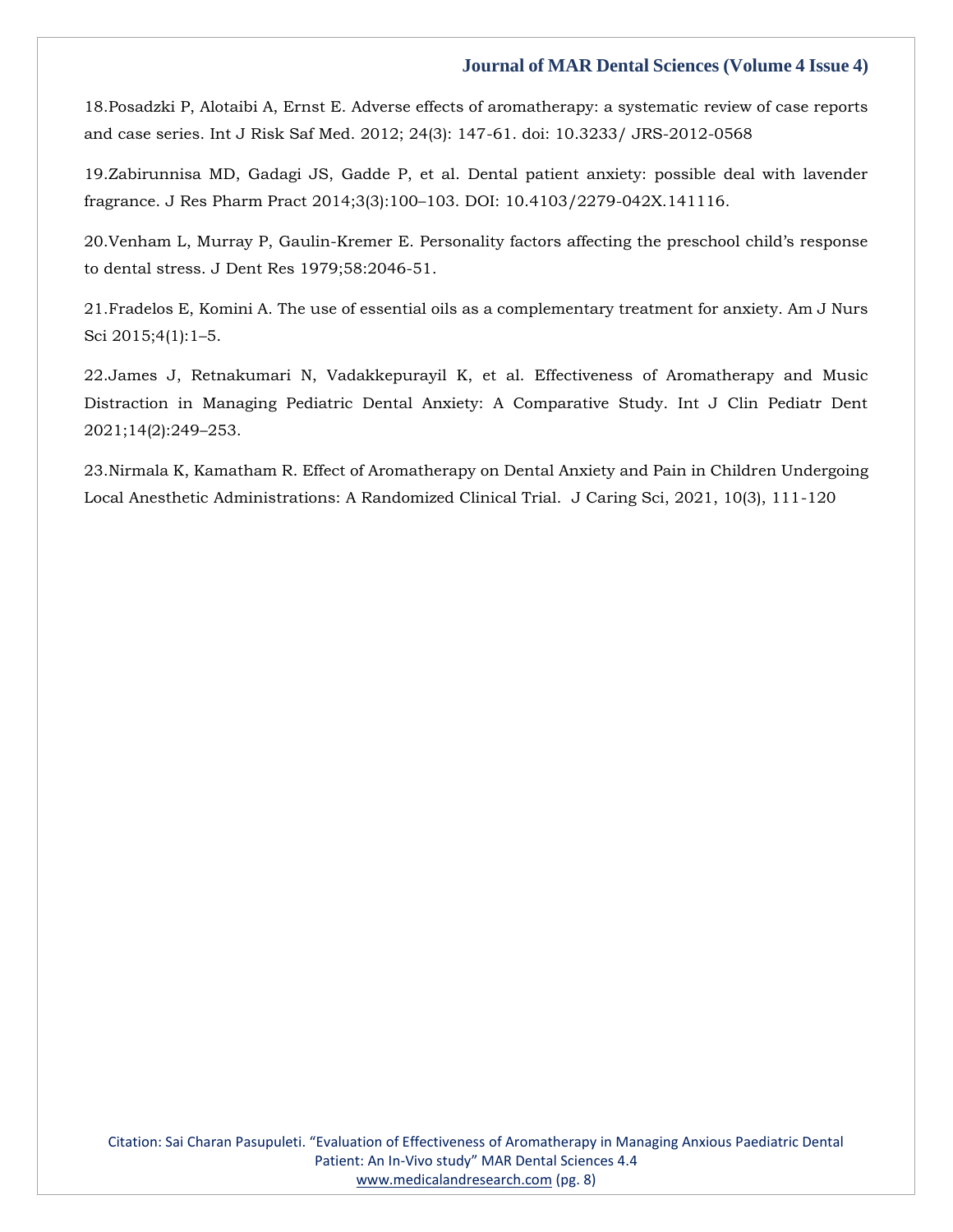18.Posadzki P, Alotaibi A, Ernst E. Adverse effects of aromatherapy: a systematic review of case reports and case series. Int J Risk Saf Med. 2012; 24(3): 147-61. doi: 10.3233/ JRS-2012-0568

19.Zabirunnisa MD, Gadagi JS, Gadde P, et al. Dental patient anxiety: possible deal with lavender fragrance. J Res Pharm Pract 2014;3(3):100–103. DOI: 10.4103/2279-042X.141116.

20.Venham L, Murray P, Gaulin-Kremer E. Personality factors affecting the preschool child's response to dental stress. J Dent Res 1979;58:2046-51.

21.Fradelos E, Komini A. The use of essential oils as a complementary treatment for anxiety. Am J Nurs Sci 2015;4(1):1–5.

22.James J, Retnakumari N, Vadakkepurayil K, et al. Effectiveness of Aromatherapy and Music Distraction in Managing Pediatric Dental Anxiety: A Comparative Study. Int J Clin Pediatr Dent 2021;14(2):249–253.

23.Nirmala K, Kamatham R. Effect of Aromatherapy on Dental Anxiety and Pain in Children Undergoing Local Anesthetic Administrations: A Randomized Clinical Trial. J Caring Sci, 2021, 10(3), 111-120